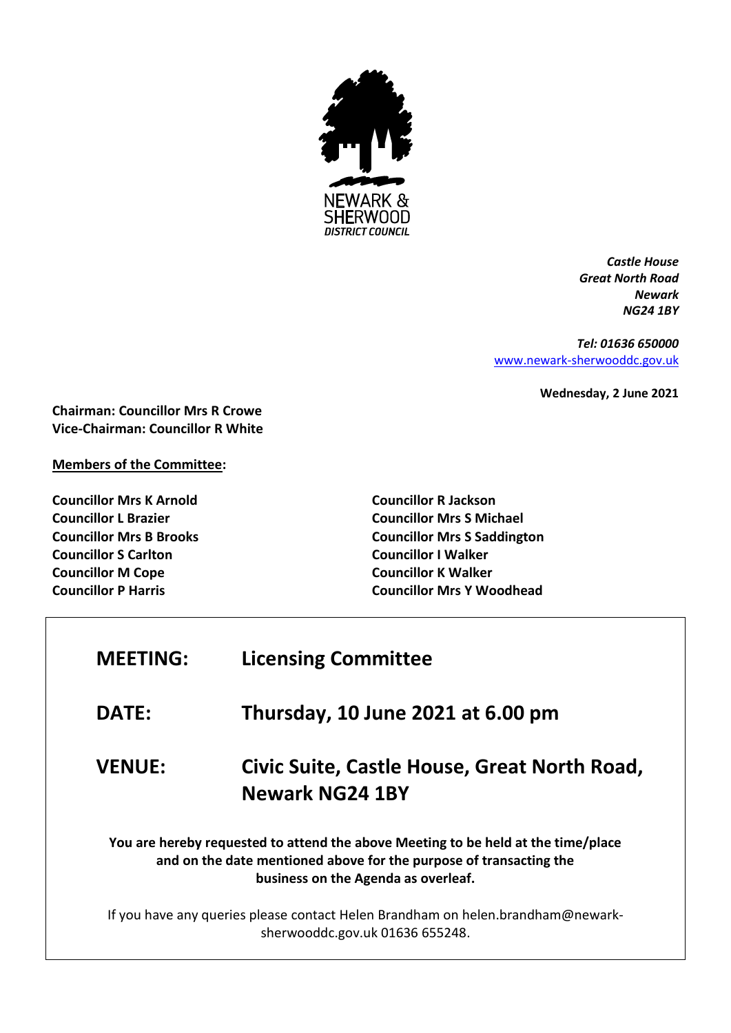NEWARK & SHERWOOD DISTRICT COUNCIL

*Castle House*
*Great North Road*
*Newark*
*NG24 1BY*

*Tel: 01636 650000*
www.newark-sherwooddc.gov.uk

**Wednesday, 2 June 2021**

**Chairman: Councillor Mrs R Crowe**
**Vice-Chairman: Councillor R White**

**Members of the Committee:**

**Councillor Mrs K Arnold**
**Councillor L Brazier**
**Councillor Mrs B Brooks**
**Councillor S Carlton**
**Councillor M Cope**
**Councillor P Harris**
**Councillor R Jackson**
**Councillor Mrs S Michael**
**Councillor Mrs S Saddington**
**Councillor I Walker**
**Councillor K Walker**
**Councillor Mrs Y Woodhead**

| | |
|---|---|
| **MEETING:** | **Licensing Committee** |
| **DATE:** | **Thursday, 10 June 2021 at 6.00 pm** |
| **VENUE:** | **Civic Suite, Castle House, Great North Road, Newark NG24 1BY** |

**You are hereby requested to attend the above Meeting to be held at the time/place and on the date mentioned above for the purpose of transacting the business on the Agenda as overleaf.**

If you have any queries please contact Helen Brandham on helen.brandham@newark-sherwooddc.gov.uk 01636 655248.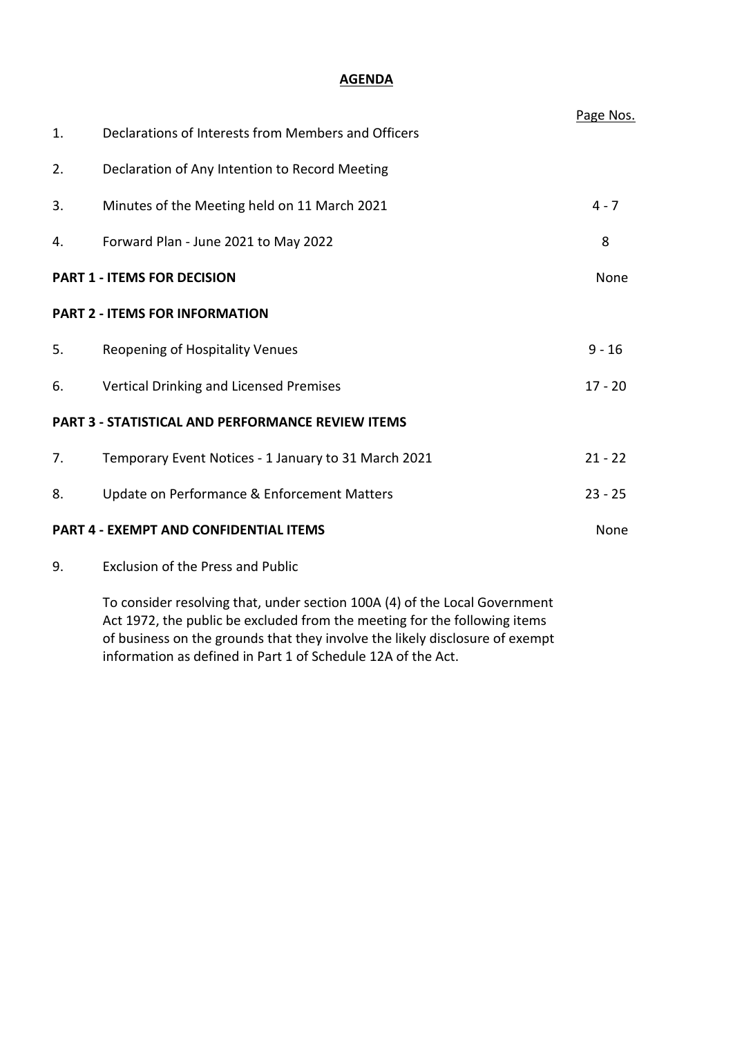# AGENDA

| | | | 
|---|---|---|
| | | Page Nos. |
| 1. | Declarations of Interests from Members and Officers | |
| 2. | Declaration of Any Intention to Record Meeting | |
| 3. | Minutes of the Meeting held on 11 March 2021 | 4 - 7 |
| 4. | Forward Plan - June 2021 to May 2022 | 8 |
| **PART 1 - ITEMS FOR DECISION** | | None |
| **PART 2 - ITEMS FOR INFORMATION** | | |
| 5. | Reopening of Hospitality Venues | 9 - 16 |
| 6. | Vertical Drinking and Licensed Premises | 17 - 20 |
| **PART 3 - STATISTICAL AND PERFORMANCE REVIEW ITEMS** | | |
| 7. | Temporary Event Notices - 1 January to 31 March 2021 | 21 - 22 |
| 8. | Update on Performance & Enforcement Matters | 23 - 25 |
| **PART 4 - EXEMPT AND CONFIDENTIAL ITEMS** | | None |
| 9. | Exclusion of the Press and Public | |

To consider resolving that, under section 100A (4) of the Local Government Act 1972, the public be excluded from the meeting for the following items of business on the grounds that they involve the likely disclosure of exempt information as defined in Part 1 of Schedule 12A of the Act.